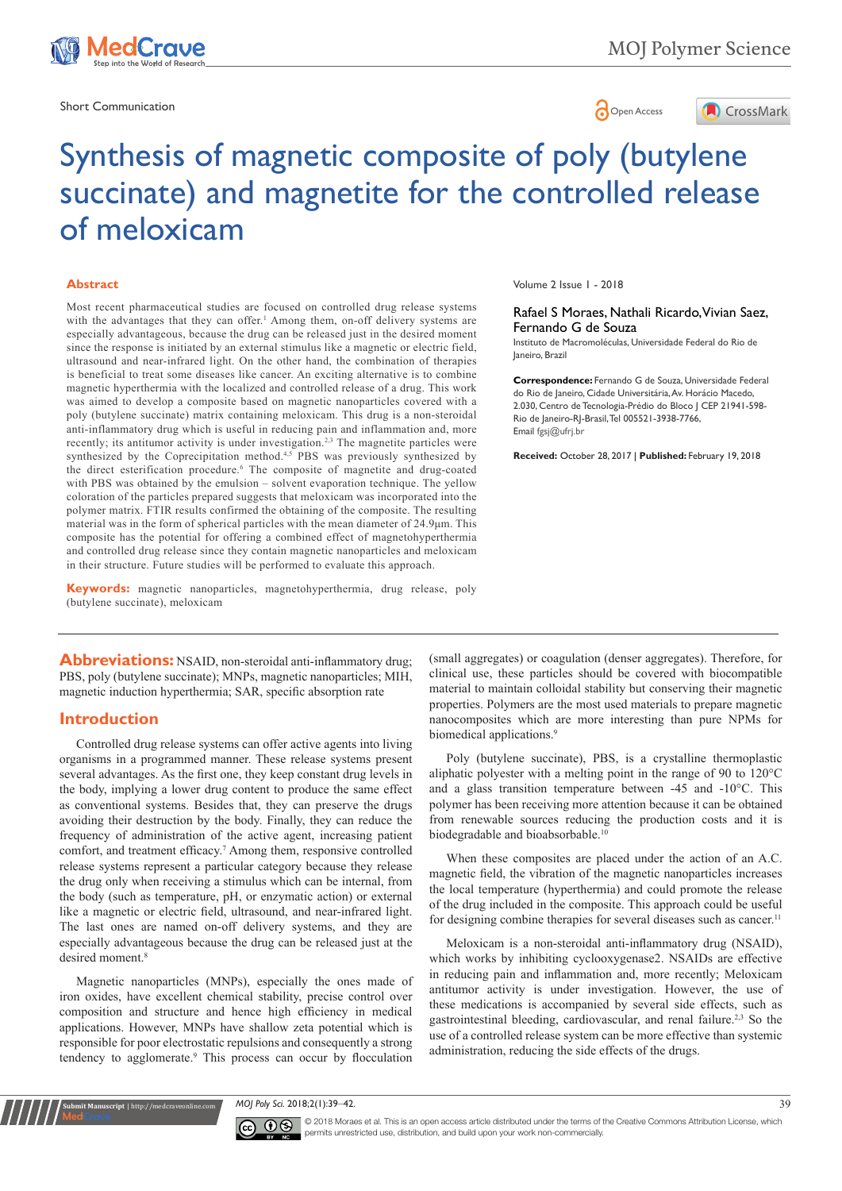Short Communication

# Synthesis of magnetic composite of poly (butylene succinate) and magnetite for the controlled release of meloxicam

Volume 2 Issue 1 - 2018

**Rafael S Moraes, Nathali Ricardo, Vivian Saez, Fernando G de Souza**

Instituto de Macromoléculas, Universidade Federal do Rio de Janeiro, Brazil

**Correspondence:** Fernando G de Souza, Universidade Federal do Rio de Janeiro, Cidade Universitária, Av. Horácio Macedo, 2.030, Centro de Tecnologia-Prédio do Bloco J CEP 21941-598-Rio de Janeiro-RJ-Brasil, Tel 005521-3938-7766, Email fgsj@ufrj.br

**Received:** October 28, 2017 | **Published:** February 19, 2018

## Abstract

Most recent pharmaceutical studies are focused on controlled drug release systems with the advantages that they can offer.[1] Among them, on-off delivery systems are especially advantageous, because the drug can be released just in the desired moment since the response is initiated by an external stimulus like a magnetic or electric field, ultrasound and near-infrared light. On the other hand, the combination of therapies is beneficial to treat some diseases like cancer. An exciting alternative is to combine magnetic hyperthermia with the localized and controlled release of a drug. This work was aimed to develop a composite based on magnetic nanoparticles covered with a poly (butylene succinate) matrix containing meloxicam. This drug is a non-steroidal anti-inflammatory drug which is useful in reducing pain and inflammation and, more recently; its antitumor activity is under investigation.[2,3] The magnetite particles were synthesized by the Coprecipitation method.[4,5] PBS was previously synthesized by the direct esterification procedure.[6] The composite of magnetite and drug-coated with PBS was obtained by the emulsion – solvent evaporation technique. The yellow coloration of the particles prepared suggests that meloxicam was incorporated into the polymer matrix. FTIR results confirmed the obtaining of the composite. The resulting material was in the form of spherical particles with the mean diameter of 24.9µm. This composite has the potential for offering a combined effect of magnetohyperthermia and controlled drug release since they contain magnetic nanoparticles and meloxicam in their structure. Future studies will be performed to evaluate this approach.

**Keywords:** magnetic nanoparticles, magnetohyperthermia, drug release, poly (butylene succinate), meloxicam

**Abbreviations:** NSAID, non-steroidal anti-inflammatory drug; PBS, poly (butylene succinate); MNPs, magnetic nanoparticles; MIH, magnetic induction hyperthermia; SAR, specific absorption rate

## Introduction

Controlled drug release systems can offer active agents into living organisms in a programmed manner. These release systems present several advantages. As the first one, they keep constant drug levels in the body, implying a lower drug content to produce the same effect as conventional systems. Besides that, they can preserve the drugs avoiding their destruction by the body. Finally, they can reduce the frequency of administration of the active agent, increasing patient comfort, and treatment efficacy.[7] Among them, responsive controlled release systems represent a particular category because they release the drug only when receiving a stimulus which can be internal, from the body (such as temperature, pH, or enzymatic action) or external like a magnetic or electric field, ultrasound, and near-infrared light. The last ones are named on-off delivery systems, and they are especially advantageous because the drug can be released just at the desired moment.[8]

Magnetic nanoparticles (MNPs), especially the ones made of iron oxides, have excellent chemical stability, precise control over composition and structure and hence high efficiency in medical applications. However, MNPs have shallow zeta potential which is responsible for poor electrostatic repulsions and consequently a strong tendency to agglomerate.[9] This process can occur by flocculation (small aggregates) or coagulation (denser aggregates). Therefore, for clinical use, these particles should be covered with biocompatible material to maintain colloidal stability but conserving their magnetic properties. Polymers are the most used materials to prepare magnetic nanocomposites which are more interesting than pure NPMs for biomedical applications.[9]

Poly (butylene succinate), PBS, is a crystalline thermoplastic aliphatic polyester with a melting point in the range of 90 to 120°C and a glass transition temperature between -45 and -10°C. This polymer has been receiving more attention because it can be obtained from renewable sources reducing the production costs and it is biodegradable and bioabsorbable.[10]

When these composites are placed under the action of an A.C. magnetic field, the vibration of the magnetic nanoparticles increases the local temperature (hyperthermia) and could promote the release of the drug included in the composite. This approach could be useful for designing combine therapies for several diseases such as cancer.[11]

Meloxicam is a non-steroidal anti-inflammatory drug (NSAID), which works by inhibiting cyclooxygenase2. NSAIDs are effective in reducing pain and inflammation and, more recently; Meloxicam antitumor activity is under investigation. However, the use of these medications is accompanied by several side effects, such as gastrointestinal bleeding, cardiovascular, and renal failure.[2,3] So the use of a controlled release system can be more effective than systemic administration, reducing the side effects of the drugs.

© 2018 Moraes et al. This is an open access article distributed under the terms of the Creative Commons Attribution License, which permits unrestricted use, distribution, and build upon your work non-commercially.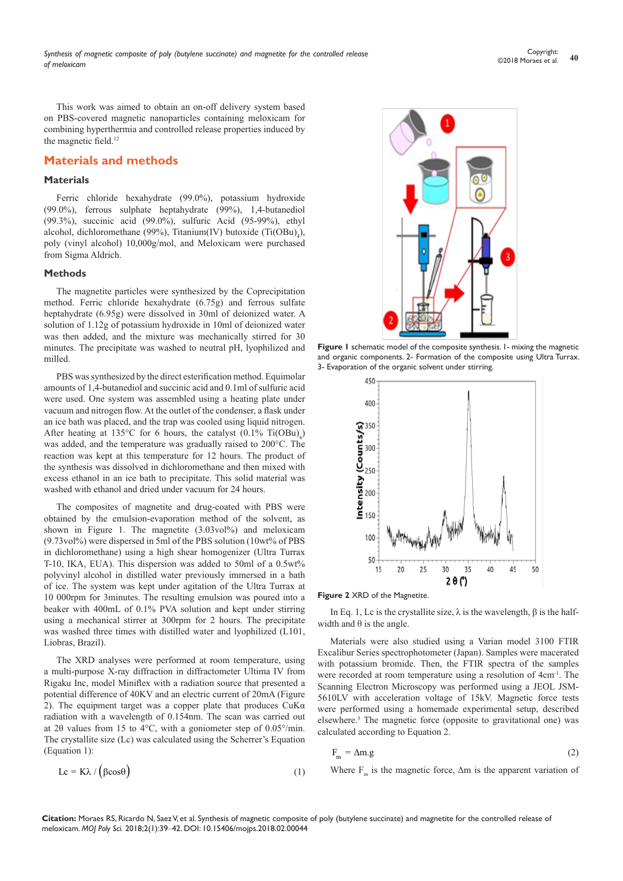This work was aimed to obtain an on-off delivery system based on PBS-covered magnetic nanoparticles containing meloxicam for combining hyperthermia and controlled release properties induced by the magnetic field.[12]

## Materials and methods

### Materials

Ferric chloride hexahydrate (99.0%), potassium hydroxide (99.0%), ferrous sulphate heptahydrate (99%), 1,4-butanediol (99.3%), succinic acid (99.0%), sulfuric Acid (95-99%), ethyl alcohol, dichloromethane (99%), Titanium(IV) butoxide ($Ti(OBu)_4$), poly (vinyl alcohol) 10,000g/mol, and Meloxicam were purchased from Sigma Aldrich.

### Methods

The magnetite particles were synthesized by the Coprecipitation method. Ferric chloride hexahydrate (6.75g) and ferrous sulfate heptahydrate (6.95g) were dissolved in 30ml of deionized water. A solution of 1.12g of potassium hydroxide in 10ml of deionized water was then added, and the mixture was mechanically stirred for 30 minutes. The precipitate was washed to neutral pH, lyophilized and milled.

PBS was synthesized by the direct esterification method. Equimolar amounts of 1,4-butanediol and succinic acid and 0.1ml of sulfuric acid were used. One system was assembled using a heating plate under vacuum and nitrogen flow. At the outlet of the condenser, a flask under an ice bath was placed, and the trap was cooled using liquid nitrogen. After heating at 135°C for 6 hours, the catalyst (0.1% $Ti(OBu)_4$) was added, and the temperature was gradually raised to 200°C. The reaction was kept at this temperature for 12 hours. The product of the synthesis was dissolved in dichloromethane and then mixed with excess ethanol in an ice bath to precipitate. This solid material was washed with ethanol and dried under vacuum for 24 hours.

The composites of magnetite and drug-coated with PBS were obtained by the emulsion-evaporation method of the solvent, as shown in Figure 1. The magnetite (3.03vol%) and meloxicam (9.73vol%) were dispersed in 5ml of the PBS solution (10wt% of PBS in dichloromethane) using a high shear homogenizer (Ultra Turrax T-10, IKA, EUA). This dispersion was added to 50ml of a 0.5wt% polyvinyl alcohol in distilled water previously immersed in a bath of ice. The system was kept under agitation of the Ultra Turrax at 10 000rpm for 3minutes. The resulting emulsion was poured into a beaker with 400mL of 0.1% PVA solution and kept under stirring using a mechanical stirrer at 300rpm for 2 hours. The precipitate was washed three times with distilled water and lyophilized (L101, Liobras, Brazil).

The XRD analyses were performed at room temperature, using a multi-purpose X-ray diffraction in diffractometer Ultima IV from Rigaku Inc, model Miniflex with a radiation source that presented a potential difference of 40KV and an electric current of 20mA (Figure 2). The equipment target was a copper plate that produces CuKα radiation with a wavelength of 0.154nm. The scan was carried out at 2θ values from 15 to 4°C, with a goniometer step of 0.05°/min. The crystallite size (Lc) was calculated using the Scherrer's Equation (Equation 1):

$$Lc = K\lambda / \left(\beta\cos\theta\right) \quad (1)$$

**Figure 1** schematic model of the composite synthesis. 1- mixing the magnetic and organic components. 2- Formation of the composite using Ultra Turrax. 3- Evaporation of the organic solvent under stirring.

**Figure 2** XRD of the Magnetite.

In Eq. 1, Lc is the crystallite size, λ is the wavelength, β is the half-width and θ is the angle.

Materials were also studied using a Varian model 3100 FTIR Excalibur Series spectrophotometer (Japan). Samples were macerated with potassium bromide. Then, the FTIR spectra of the samples were recorded at room temperature using a resolution of $4cm^{-1}$. The Scanning Electron Microscopy was performed using a JEOL JSM-5610LV with acceleration voltage of 15kV. Magnetic force tests were performed using a homemade experimental setup, described elsewhere.[5] The magnetic force (opposite to gravitational one) was calculated according to Equation 2.

$$F_m = \Delta m.g \quad (2)$$

Where $F_m$ is the magnetic force, Δm is the apparent variation of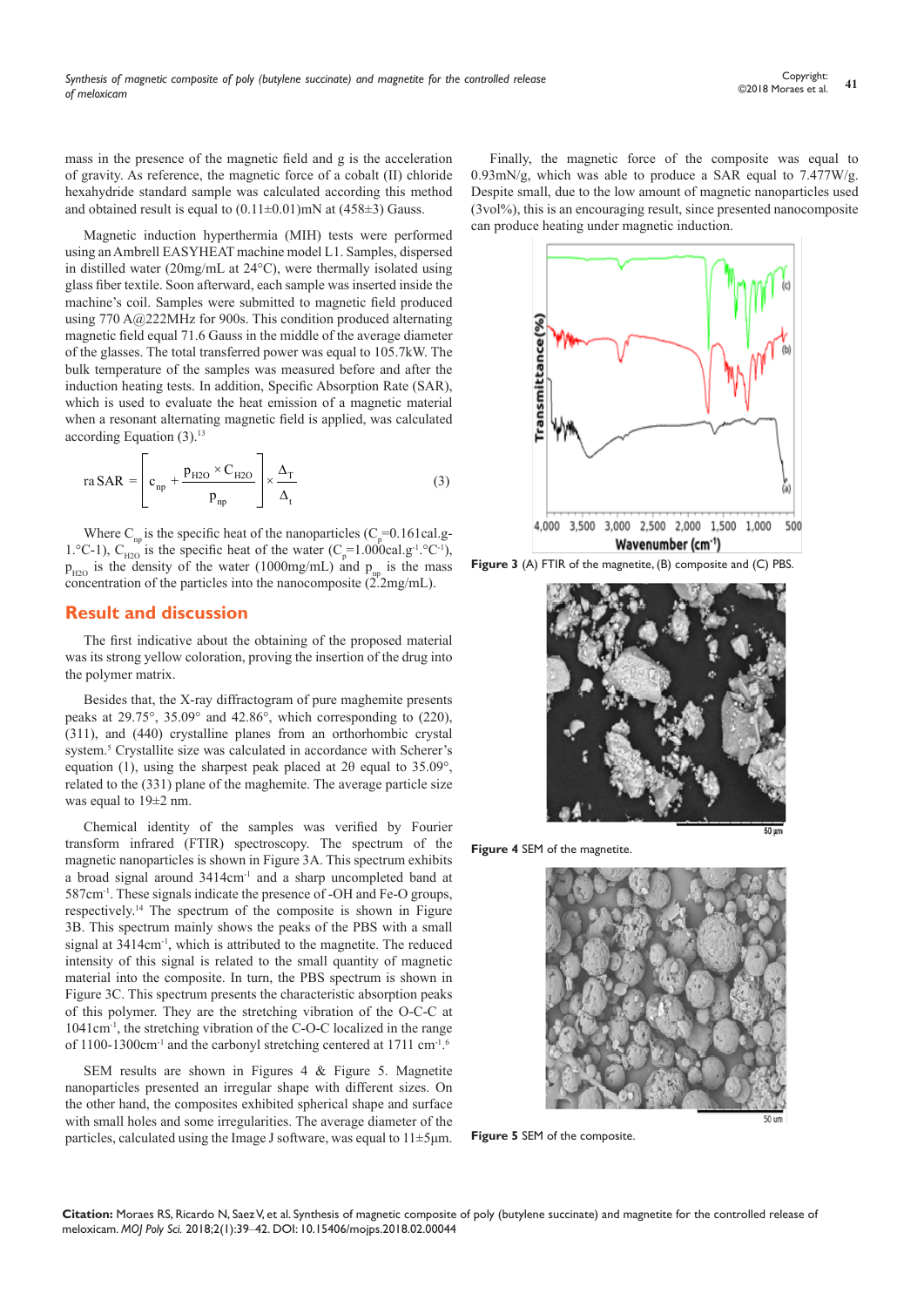mass in the presence of the magnetic field and g is the acceleration of gravity. As reference, the magnetic force of a cobalt (II) chloride hexahydride standard sample was calculated according this method and obtained result is equal to (0.11±0.01)mN at (458±3) Gauss.

Magnetic induction hyperthermia (MIH) tests were performed using an Ambrell EASYHEAT machine model L1. Samples, dispersed in distilled water (20mg/mL at 24°C), were thermally isolated using glass fiber textile. Soon afterward, each sample was inserted inside the machine's coil. Samples were submitted to magnetic field produced using 770 A@222MHz for 900s. This condition produced alternating magnetic field equal 71.6 Gauss in the middle of the average diameter of the glasses. The total transferred power was equal to 105.7kW. The bulk temperature of the samples was measured before and after the induction heating tests. In addition, Specific Absorption Rate (SAR), which is used to evaluate the heat emission of a magnetic material when a resonant alternating magnetic field is applied, was calculated according Equation (3).[13]

$$\text{ra SAR} = \left[ c_{np} + \frac{p_{H2O} \times C_{H2O}}{p_{np}} \right] \times \frac{\Delta_T}{\Delta_t} \quad (3)$$

Where $C_{np}$ is the specific heat of the nanoparticles ($C_p$=0.161cal.g-1.°C-1), $C_{H2O}$ is the specific heat of the water ($C_p$=1.000cal.g$^{-1}$.°C$^{-1}$), $p_{H2O}$ is the density of the water (1000mg/mL) and $p_{np}$ is the mass concentration of the particles into the nanocomposite (2.2mg/mL).

## Result and discussion

The first indicative about the obtaining of the proposed material was its strong yellow coloration, proving the insertion of the drug into the polymer matrix.

Besides that, the X-ray diffractogram of pure maghemite presents peaks at 29.75°, 35.09° and 42.86°, which corresponding to (220), (311), and (440) crystalline planes from an orthorhombic crystal system.[5] Crystallite size was calculated in accordance with Scherer's equation (1), using the sharpest peak placed at 2θ equal to 35.09°, related to the (331) plane of the maghemite. The average particle size was equal to 19±2 nm.

Chemical identity of the samples was verified by Fourier transform infrared (FTIR) spectroscopy. The spectrum of the magnetic nanoparticles is shown in Figure 3A. This spectrum exhibits a broad signal around 3414cm$^{-1}$ and a sharp uncompleted band at 587cm$^{-1}$. These signals indicate the presence of -OH and Fe-O groups, respectively.[14] The spectrum of the composite is shown in Figure 3B. This spectrum mainly shows the peaks of the PBS with a small signal at 3414cm$^{-1}$, which is attributed to the magnetite. The reduced intensity of this signal is related to the small quantity of magnetic material into the composite. In turn, the PBS spectrum is shown in Figure 3C. This spectrum presents the characteristic absorption peaks of this polymer. They are the stretching vibration of the O-C-C at 1041cm$^{-1}$, the stretching vibration of the C-O-C localized in the range of 1100-1300cm$^{-1}$ and the carbonyl stretching centered at 1711 cm$^{-1}$.[6]

SEM results are shown in Figures 4 & Figure 5. Magnetite nanoparticles presented an irregular shape with different sizes. On the other hand, the composites exhibited spherical shape and surface with small holes and some irregularities. The average diameter of the particles, calculated using the Image J software, was equal to 11±5µm.

Finally, the magnetic force of the composite was equal to 0.93mN/g, which was able to produce a SAR equal to 7.477W/g. Despite small, due to the low amount of magnetic nanoparticles used (3vol%), this is an encouraging result, since presented nanocomposite can produce heating under magnetic induction.

**Figure 3** (A) FTIR of the magnetite, (B) composite and (C) PBS.

**Figure 4** SEM of the magnetite.

**Figure 5** SEM of the composite.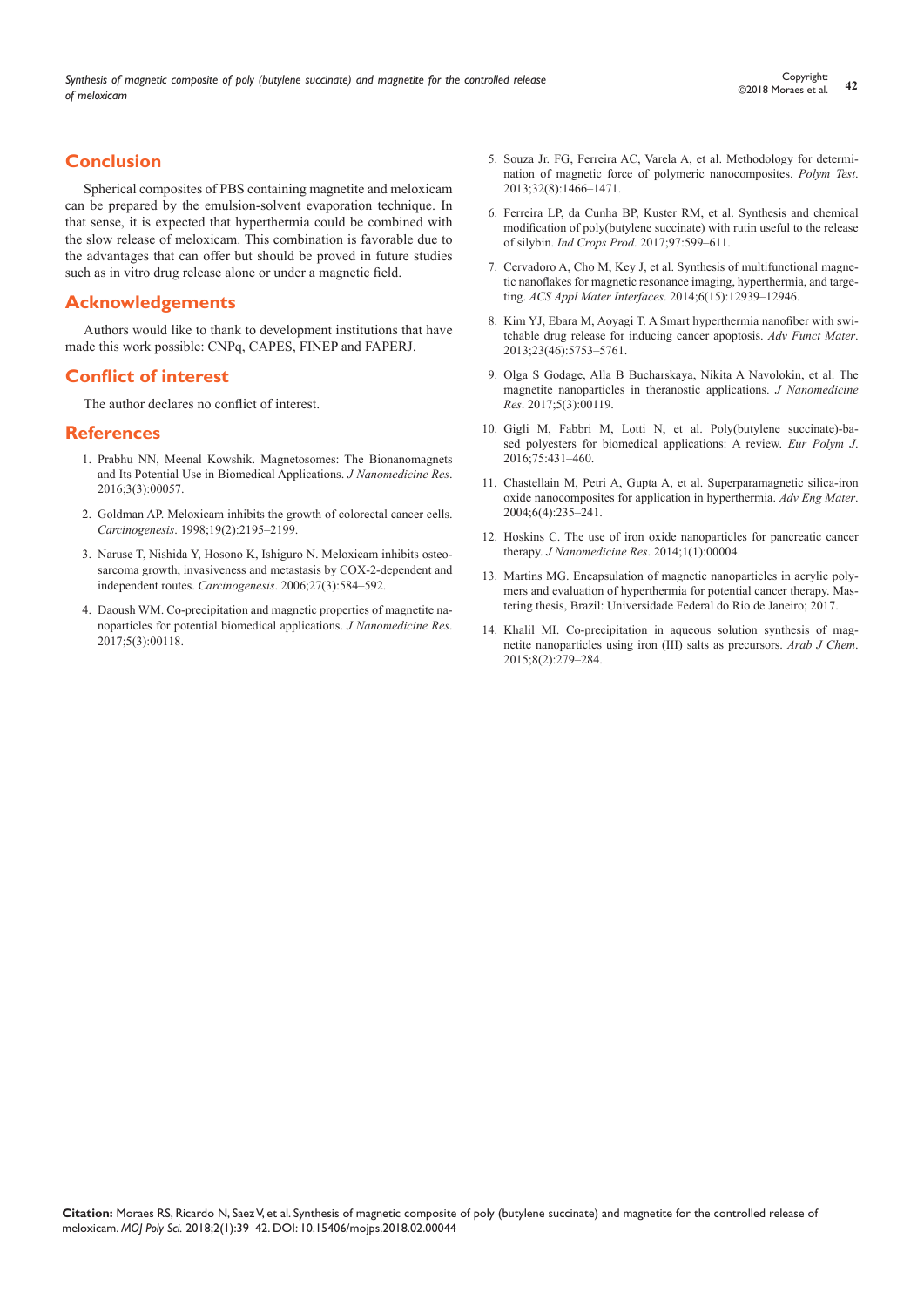## Conclusion

Spherical composites of PBS containing magnetite and meloxicam can be prepared by the emulsion-solvent evaporation technique. In that sense, it is expected that hyperthermia could be combined with the slow release of meloxicam. This combination is favorable due to the advantages that can offer but should be proved in future studies such as in vitro drug release alone or under a magnetic field.

## Acknowledgements

Authors would like to thank to development institutions that have made this work possible: CNPq, CAPES, FINEP and FAPERJ.

## Conflict of interest

The author declares no conflict of interest.

## References

1. Prabhu NN, Meenal Kowshik. Magnetosomes: The Bionanomagnets and Its Potential Use in Biomedical Applications. *J Nanomedicine Res*. 2016;3(3):00057.
2. Goldman AP. Meloxicam inhibits the growth of colorectal cancer cells. *Carcinogenesis*. 1998;19(2):2195–2199.
3. Naruse T, Nishida Y, Hosono K, Ishiguro N. Meloxicam inhibits osteosarcoma growth, invasiveness and metastasis by COX-2-dependent and independent routes. *Carcinogenesis*. 2006;27(3):584–592.
4. Daoush WM. Co-precipitation and magnetic properties of magnetite nanoparticles for potential biomedical applications. *J Nanomedicine Res*. 2017;5(3):00118.
5. Souza Jr. FG, Ferreira AC, Varela A, et al. Methodology for determination of magnetic force of polymeric nanocomposites. *Polym Test*. 2013;32(8):1466–1471.
6. Ferreira LP, da Cunha BP, Kuster RM, et al. Synthesis and chemical modification of poly(butylene succinate) with rutin useful to the release of silybin. *Ind Crops Prod*. 2017;97:599–611.
7. Cervadoro A, Cho M, Key J, et al. Synthesis of multifunctional magnetic nanoflakes for magnetic resonance imaging, hyperthermia, and targeting. *ACS Appl Mater Interfaces*. 2014;6(15):12939–12946.
8. Kim YJ, Ebara M, Aoyagi T. A Smart hyperthermia nanofiber with switchable drug release for inducing cancer apoptosis. *Adv Funct Mater*. 2013;23(46):5753–5761.
9. Olga S Godage, Alla B Bucharskaya, Nikita A Navolokin, et al. The magnetite nanoparticles in theranostic applications. *J Nanomedicine Res*. 2017;5(3):00119.
10. Gigli M, Fabbri M, Lotti N, et al. Poly(butylene succinate)-based polyesters for biomedical applications: A review. *Eur Polym J*. 2016;75:431–460.
11. Chastellain M, Petri A, Gupta A, et al. Superparamagnetic silica-iron oxide nanocomposites for application in hyperthermia. *Adv Eng Mater*. 2004;6(4):235–241.
12. Hoskins C. The use of iron oxide nanoparticles for pancreatic cancer therapy. *J Nanomedicine Res*. 2014;1(1):00004.
13. Martins MG. Encapsulation of magnetic nanoparticles in acrylic polymers and evaluation of hyperthermia for potential cancer therapy. Mastering thesis, Brazil: Universidade Federal do Rio de Janeiro; 2017.
14. Khalil MI. Co-precipitation in aqueous solution synthesis of magnetite nanoparticles using iron (III) salts as precursors. *Arab J Chem*. 2015;8(2):279–284.